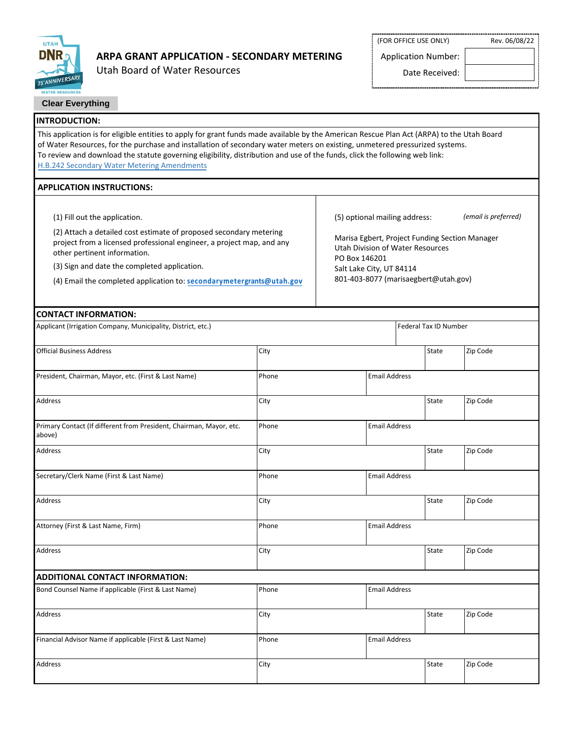# ARPA GRANT APPLICATION - SECONDARY METERING

Utah Board of Water Resources

| (FOR OFFICE USE ONLY) | Rev. 06/08/22 |
|---|---|
| Application Number: | |
| Date Received: | |

Clear Everything

## INTRODUCTION:

This application is for eligible entities to apply for grant funds made available by the American Rescue Plan Act (ARPA) to the Utah Board of Water Resources, for the purchase and installation of secondary water meters on existing, unmetered pressurized systems.
To review and download the statute governing eligibility, distribution and use of the funds, click the following web link:
H.B.242 Secondary Water Metering Amendments

## APPLICATION INSTRUCTIONS:

(1) Fill out the application.

(2) Attach a detailed cost estimate of proposed secondary metering project from a licensed professional engineer, a project map, and any other pertinent information.

(3) Sign and date the completed application.

(4) Email the completed application to: **secondarymetergrants@utah.gov**

(5) optional mailing address: *(email is preferred)*

Marisa Egbert, Project Funding Section Manager
Utah Division of Water Resources
PO Box 146201
Salt Lake City, UT 84114
801-403-8077 (marisaegbert@utah.gov)

## CONTACT INFORMATION:

| Applicant (Irrigation Company, Municipality, District, etc.) | | | Federal Tax ID Number | |
|---|---|---|---|---|
| Official Business Address | City | | State | Zip Code |
| President, Chairman, Mayor, etc. (First & Last Name) | Phone | Email Address | | |
| Address | City | | State | Zip Code |
| Primary Contact (If different from President, Chairman, Mayor, etc. above) | Phone | Email Address | | |
| Address | City | | State | Zip Code |
| Secretary/Clerk Name (First & Last Name) | Phone | Email Address | | |
| Address | City | | State | Zip Code |
| Attorney (First & Last Name, Firm) | Phone | Email Address | | |
| Address | City | | State | Zip Code |

## ADDITIONAL CONTACT INFORMATION:

| Bond Counsel Name if applicable (First & Last Name) | Phone | Email Address | | |
|---|---|---|---|---|
| Address | City | | State | Zip Code |
| Financial Advisor Name if applicable (First & Last Name) | Phone | Email Address | | |
| Address | City | | State | Zip Code |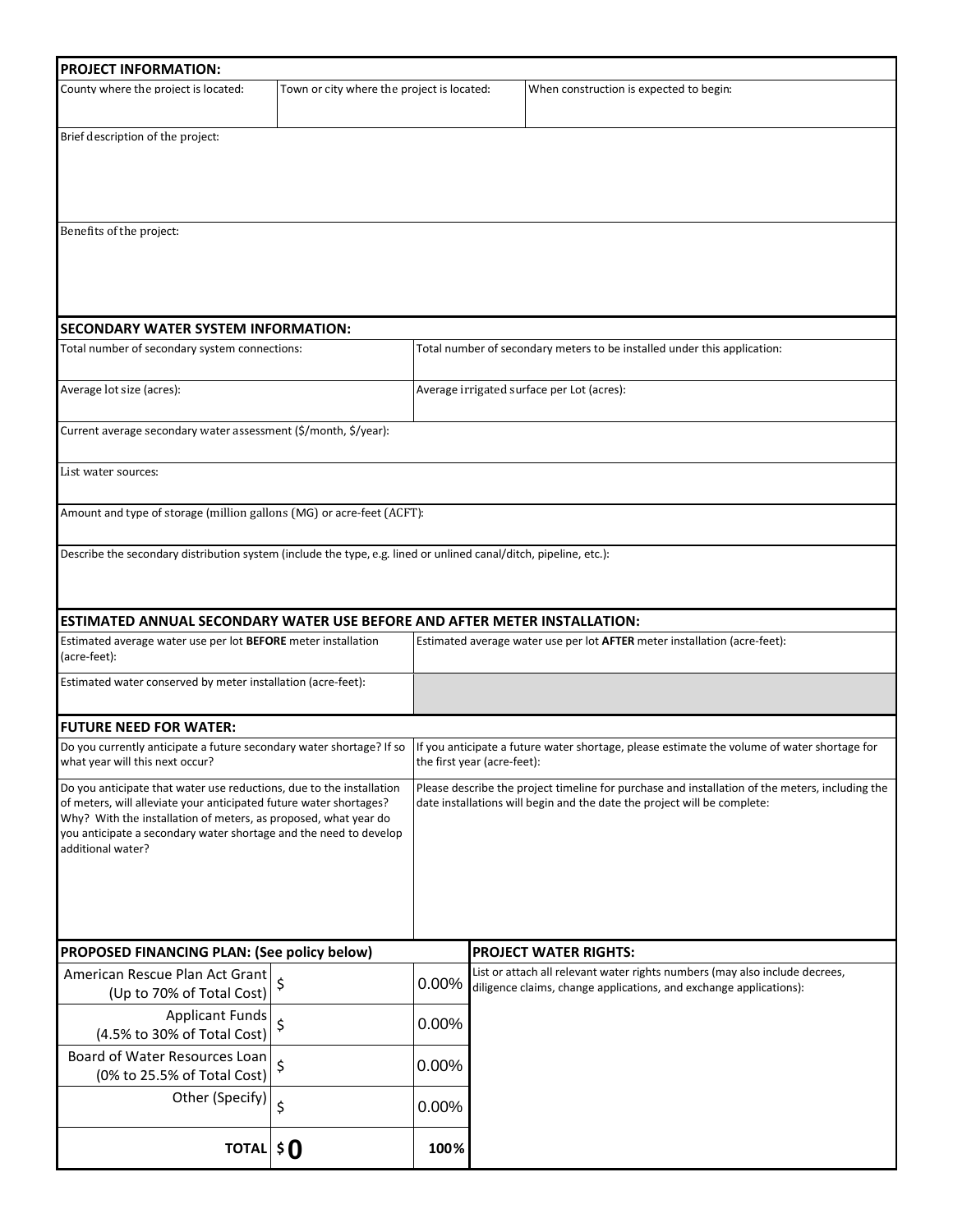## PROJECT INFORMATION:

| County where the project is located: | Town or city where the project is located: | When construction is expected to begin: |
|---|---|---|
| | | |

Brief description of the project:

Benefits of the project:

## SECONDARY WATER SYSTEM INFORMATION:

| Total number of secondary system connections: | Total number of secondary meters to be installed under this application: |
|---|---|
| Average lot size (acres): | Average irrigated surface per Lot (acres): |

Current average secondary water assessment ($/month, $/year):

List water sources:

Amount and type of storage (million gallons (MG) or acre-feet (ACFT):

Describe the secondary distribution system (include the type, e.g. lined or unlined canal/ditch, pipeline, etc.):

## ESTIMATED ANNUAL SECONDARY WATER USE BEFORE AND AFTER METER INSTALLATION:

| Estimated average water use per lot **BEFORE** meter installation (acre-feet): | Estimated average water use per lot **AFTER** meter installation (acre-feet): |
|---|---|
| Estimated water conserved by meter installation (acre-feet): | |

## FUTURE NEED FOR WATER:

| Do you currently anticipate a future secondary water shortage? If so what year will this next occur? | If you anticipate a future water shortage, please estimate the volume of water shortage for the first year (acre-feet): |
|---|---|
| Do you anticipate that water use reductions, due to the installation of meters, will alleviate your anticipated future water shortages? Why? With the installation of meters, as proposed, what year do you anticipate a secondary water shortage and the need to develop additional water? | Please describe the project timeline for purchase and installation of the meters, including the date installations will begin and the date the project will be complete: |

## PROPOSED FINANCING PLAN: (See policy below)

| Source | Amount | Percent |
|---|---|---|
| American Rescue Plan Act Grant (Up to 70% of Total Cost) | $ | 0.00% |
| Applicant Funds (4.5% to 30% of Total Cost) | $ | 0.00% |
| Board of Water Resources Loan (0% to 25.5% of Total Cost) | $ | 0.00% |
| Other (Specify) | $ | 0.00% |
| **TOTAL** | **$ 0** | **100%** |

## PROJECT WATER RIGHTS:

List or attach all relevant water rights numbers (may also include decrees, diligence claims, change applications, and exchange applications):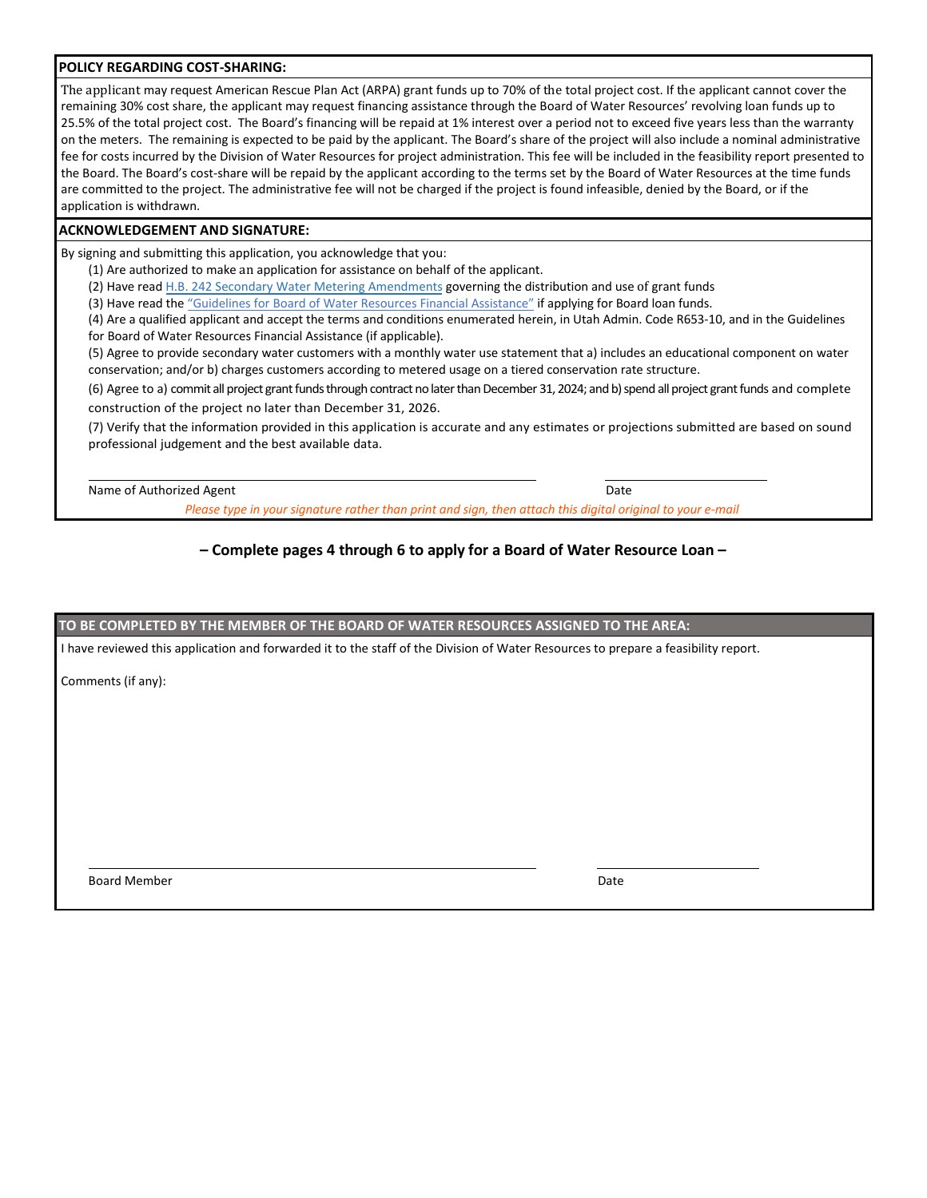## POLICY REGARDING COST-SHARING:

The applicant may request American Rescue Plan Act (ARPA) grant funds up to 70% of the total project cost. If the applicant cannot cover the remaining 30% cost share, the applicant may request financing assistance through the Board of Water Resources' revolving loan funds up to 25.5% of the total project cost. The Board's financing will be repaid at 1% interest over a period not to exceed five years less than the warranty on the meters. The remaining is expected to be paid by the applicant. The Board's share of the project will also include a nominal administrative fee for costs incurred by the Division of Water Resources for project administration. This fee will be included in the feasibility report presented to the Board. The Board's cost-share will be repaid by the applicant according to the terms set by the Board of Water Resources at the time funds are committed to the project. The administrative fee will not be charged if the project is found infeasible, denied by the Board, or if the application is withdrawn.

## ACKNOWLEDGEMENT AND SIGNATURE:

By signing and submitting this application, you acknowledge that you:

(1) Are authorized to make an application for assistance on behalf of the applicant.

(2) Have read H.B. 242 Secondary Water Metering Amendments governing the distribution and use of grant funds

(3) Have read the "Guidelines for Board of Water Resources Financial Assistance" if applying for Board loan funds.

(4) Are a qualified applicant and accept the terms and conditions enumerated herein, in Utah Admin. Code R653-10, and in the Guidelines for Board of Water Resources Financial Assistance (if applicable).

(5) Agree to provide secondary water customers with a monthly water use statement that a) includes an educational component on water conservation; and/or b) charges customers according to metered usage on a tiered conservation rate structure.

(6) Agree to a) commit all project grant funds through contract no later than December 31, 2024; and b) spend all project grant funds and complete construction of the project no later than December 31, 2026.

(7) Verify that the information provided in this application is accurate and any estimates or projections submitted are based on sound professional judgement and the best available data.

Name of Authorized Agent _______________________ Date ____________

*Please type in your signature rather than print and sign, then attach this digital original to your e-mail*

**– Complete pages 4 through 6 to apply for a Board of Water Resource Loan –**

## TO BE COMPLETED BY THE MEMBER OF THE BOARD OF WATER RESOURCES ASSIGNED TO THE AREA:

I have reviewed this application and forwarded it to the staff of the Division of Water Resources to prepare a feasibility report.

Comments (if any):

Board Member _______________________ Date ____________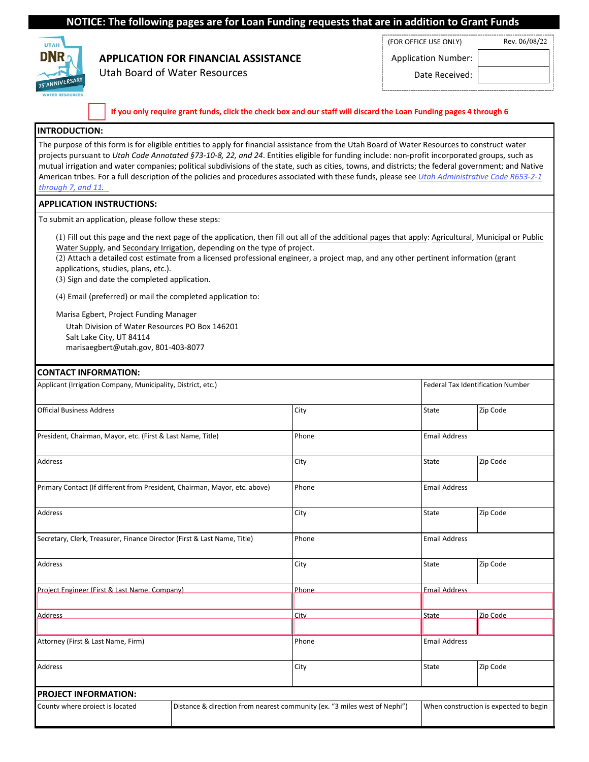**NOTICE: The following pages are for Loan Funding requests that are in addition to Grant Funds**

# APPLICATION FOR FINANCIAL ASSISTANCE

Utah Board of Water Resources

| (FOR OFFICE USE ONLY) | Rev. 06/08/22 |
|---|---|
| Application Number: | |
| Date Received: | |

☐ **If you only require grant funds, click the check box and our staff will discard the Loan Funding pages 4 through 6**

## INTRODUCTION:

The purpose of this form is for eligible entities to apply for financial assistance from the Utah Board of Water Resources to construct water projects pursuant to *Utah Code Annotated §73-10-8, 22, and 24*. Entities eligible for funding include: non-profit incorporated groups, such as mutual irrigation and water companies; political subdivisions of the state, such as cities, towns, and districts; the federal government; and Native American tribes. For a full description of the policies and procedures associated with these funds, please see *Utah Administrative Code R653-2-1 through 7, and 11.*

## APPLICATION INSTRUCTIONS:

To submit an application, please follow these steps:

(1) Fill out this page and the next page of the application, then fill out all of the additional pages that apply: Agricultural, Municipal or Public Water Supply, and Secondary Irrigation, depending on the type of project.
(2) Attach a detailed cost estimate from a licensed professional engineer, a project map, and any other pertinent information (grant applications, studies, plans, etc.).
(3) Sign and date the completed application.

(4) Email (preferred) or mail the completed application to:

Marisa Egbert, Project Funding Manager
Utah Division of Water Resources PO Box 146201
Salt Lake City, UT 84114
marisaegbert@utah.gov, 801-403-8077

## CONTACT INFORMATION:

| Applicant (Irrigation Company, Municipality, District, etc.) | | Federal Tax Identification Number | |
|---|---|---|---|
| Official Business Address | City | State | Zip Code |
| President, Chairman, Mayor, etc. (First & Last Name, Title) | Phone | Email Address | |
| Address | City | State | Zip Code |
| Primary Contact (If different from President, Chairman, Mayor, etc. above) | Phone | Email Address | |
| Address | City | State | Zip Code |
| Secretary, Clerk, Treasurer, Finance Director (First & Last Name, Title) | Phone | Email Address | |
| Address | City | State | Zip Code |
| Project Engineer (First & Last Name, Company) | Phone | Email Address | |
| Address | City | State | Zip Code |
| Attorney (First & Last Name, Firm) | Phone | Email Address | |
| Address | City | State | Zip Code |

## PROJECT INFORMATION:

| County where project is located | Distance & direction from nearest community (ex. "3 miles west of Nephi") | When construction is expected to begin |
|---|---|---|
| | | |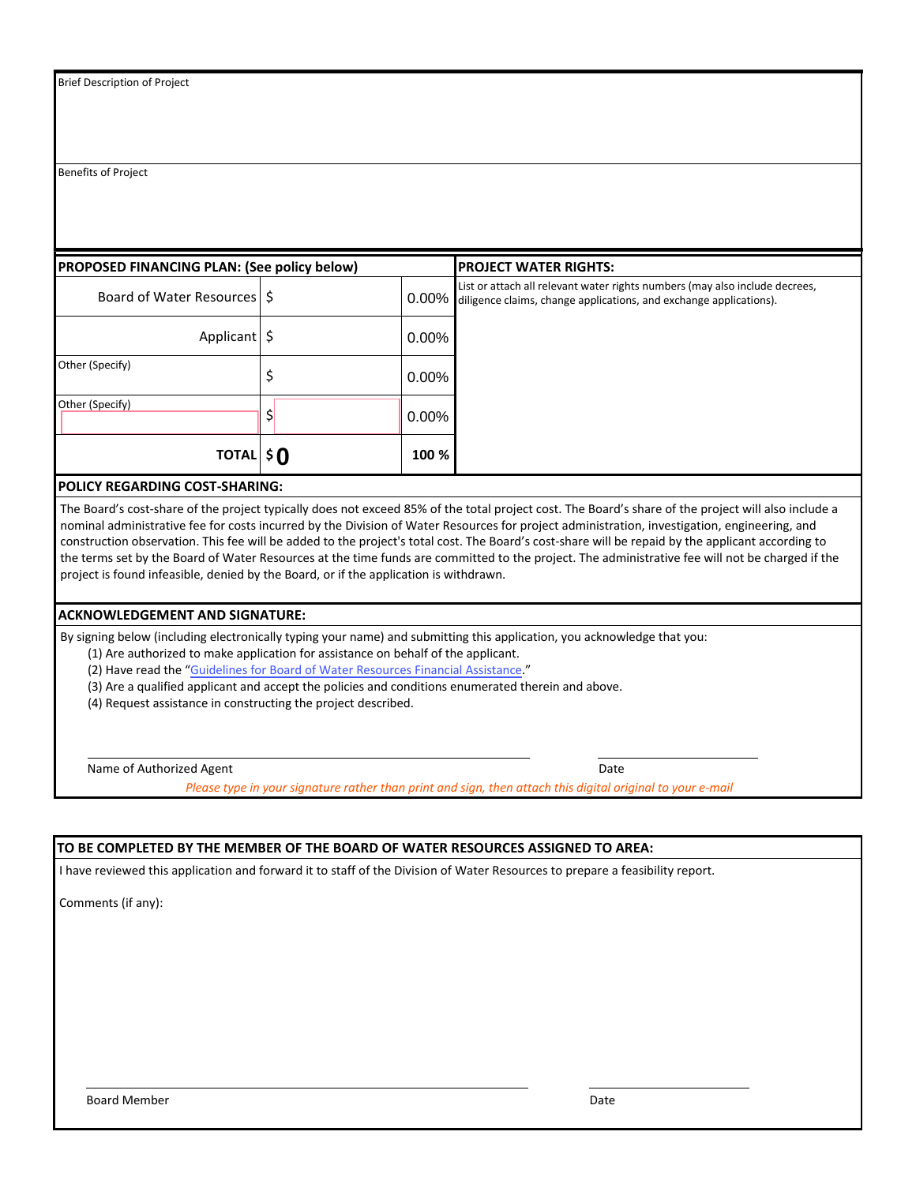Brief Description of Project

Benefits of Project

| PROPOSED FINANCING PLAN: (See policy below) | | |
|---|---|---|
| Board of Water Resources | $ | 0.00% |
| Applicant | $ | 0.00% |
| Other (Specify) | $ | 0.00% |
| Other (Specify) | $ | 0.00% |
| **TOTAL** | **$0** | **100 %** |

**PROJECT WATER RIGHTS:**

List or attach all relevant water rights numbers (may also include decrees, diligence claims, change applications, and exchange applications).

**POLICY REGARDING COST-SHARING:**

The Board's cost-share of the project typically does not exceed 85% of the total project cost. The Board's share of the project will also include a nominal administrative fee for costs incurred by the Division of Water Resources for project administration, investigation, engineering, and construction observation. This fee will be added to the project's total cost. The Board's cost-share will be repaid by the applicant according to the terms set by the Board of Water Resources at the time funds are committed to the project. The administrative fee will not be charged if the project is found infeasible, denied by the Board, or if the application is withdrawn.

**ACKNOWLEDGEMENT AND SIGNATURE:**

By signing below (including electronically typing your name) and submitting this application, you acknowledge that you:

(1) Are authorized to make application for assistance on behalf of the applicant.
(2) Have read the "Guidelines for Board of Water Resources Financial Assistance."
(3) Are a qualified applicant and accept the policies and conditions enumerated therein and above.
(4) Request assistance in constructing the project described.

Name of Authorized Agent ______________________ Date ____________

*Please type in your signature rather than print and sign, then attach this digital original to your e-mail*

**TO BE COMPLETED BY THE MEMBER OF THE BOARD OF WATER RESOURCES ASSIGNED TO AREA:**

I have reviewed this application and forward it to staff of the Division of Water Resources to prepare a feasibility report.

Comments (if any):

Board Member ______________________ Date ____________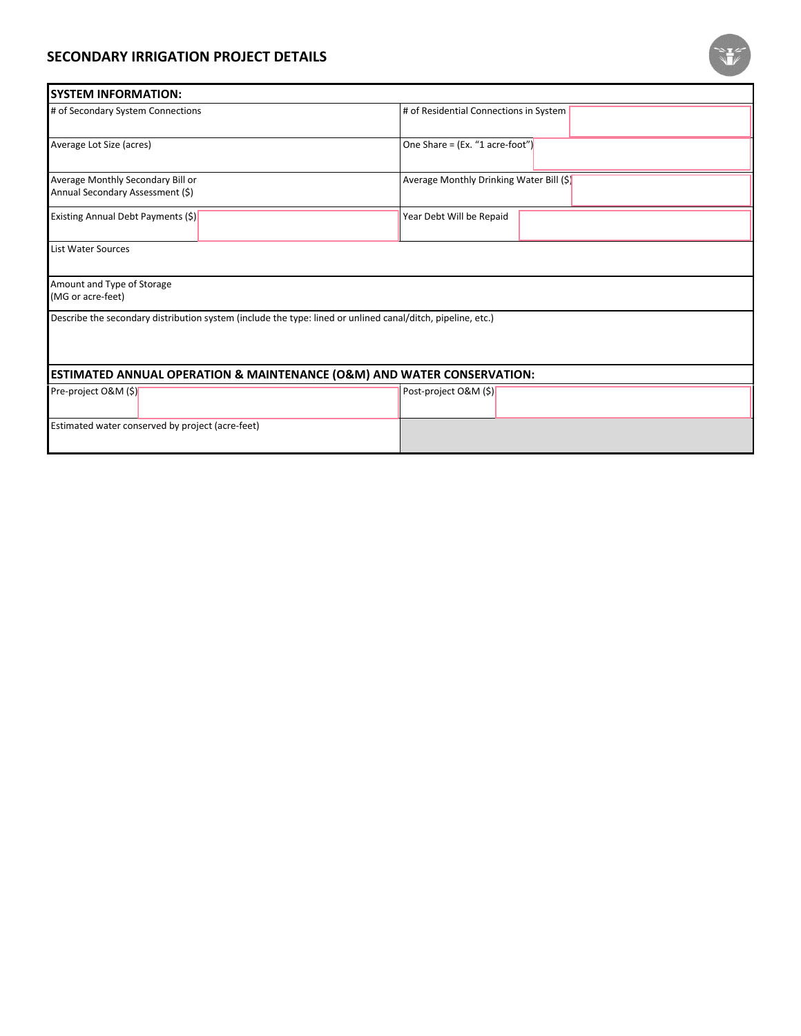## SECONDARY IRRIGATION PROJECT DETAILS

| SYSTEM INFORMATION: | |
|---|---|
| # of Secondary System Connections | # of Residential Connections in System |
| Average Lot Size (acres) | One Share = (Ex. "1 acre-foot") |
| Average Monthly Secondary Bill or Annual Secondary Assessment ($) | Average Monthly Drinking Water Bill ($) |
| Existing Annual Debt Payments ($) | Year Debt Will be Repaid |
| List Water Sources | |
| Amount and Type of Storage (MG or acre-feet) | |
| Describe the secondary distribution system (include the type: lined or unlined canal/ditch, pipeline, etc.) | |

| ESTIMATED ANNUAL OPERATION & MAINTENANCE (O&M) AND WATER CONSERVATION: | |
|---|---|
| Pre-project O&M ($) | Post-project O&M ($) |
| Estimated water conserved by project (acre-feet) | |